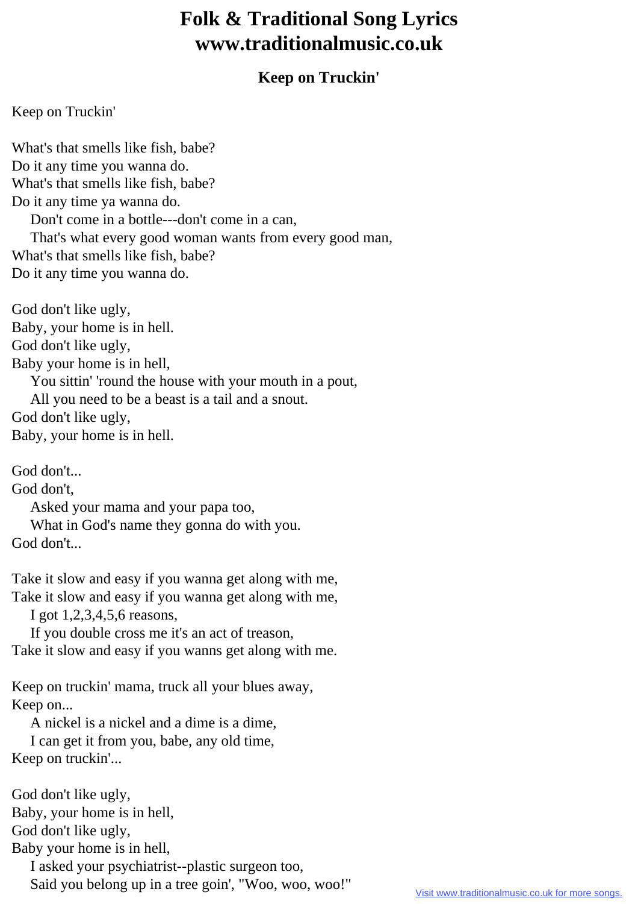# Folk & Traditional Song Lyrics
# www.traditionalmusic.co.uk

### Keep on Truckin'

Keep on Truckin'

What's that smells like fish, babe?
Do it any time you wanna do.
What's that smells like fish, babe?
Do it any time ya wanna do.
    Don't come in a bottle---don't come in a can,
    That's what every good woman wants from every good man,
What's that smells like fish, babe?
Do it any time you wanna do.

God don't like ugly,
Baby, your home is in hell.
God don't like ugly,
Baby your home is in hell,
    You sittin' 'round the house with your mouth in a pout,
    All you need to be a beast is a tail and a snout.
God don't like ugly,
Baby, your home is in hell.

God don't...
God don't,
    Asked your mama and your papa too,
    What in God's name they gonna do with you.
God don't...

Take it slow and easy if you wanna get along with me,
Take it slow and easy if you wanna get along with me,
    I got 1,2,3,4,5,6 reasons,
    If you double cross me it's an act of treason,
Take it slow and easy if you wanns get along with me.

Keep on truckin' mama, truck all your blues away,
Keep on...
    A nickel is a nickel and a dime is a dime,
    I can get it from you, babe, any old time,
Keep on truckin'...

God don't like ugly,
Baby, your home is in hell,
God don't like ugly,
Baby your home is in hell,
    I asked your psychiatrist--plastic surgeon too,
    Said you belong up in a tree goin', "Woo, woo, woo!"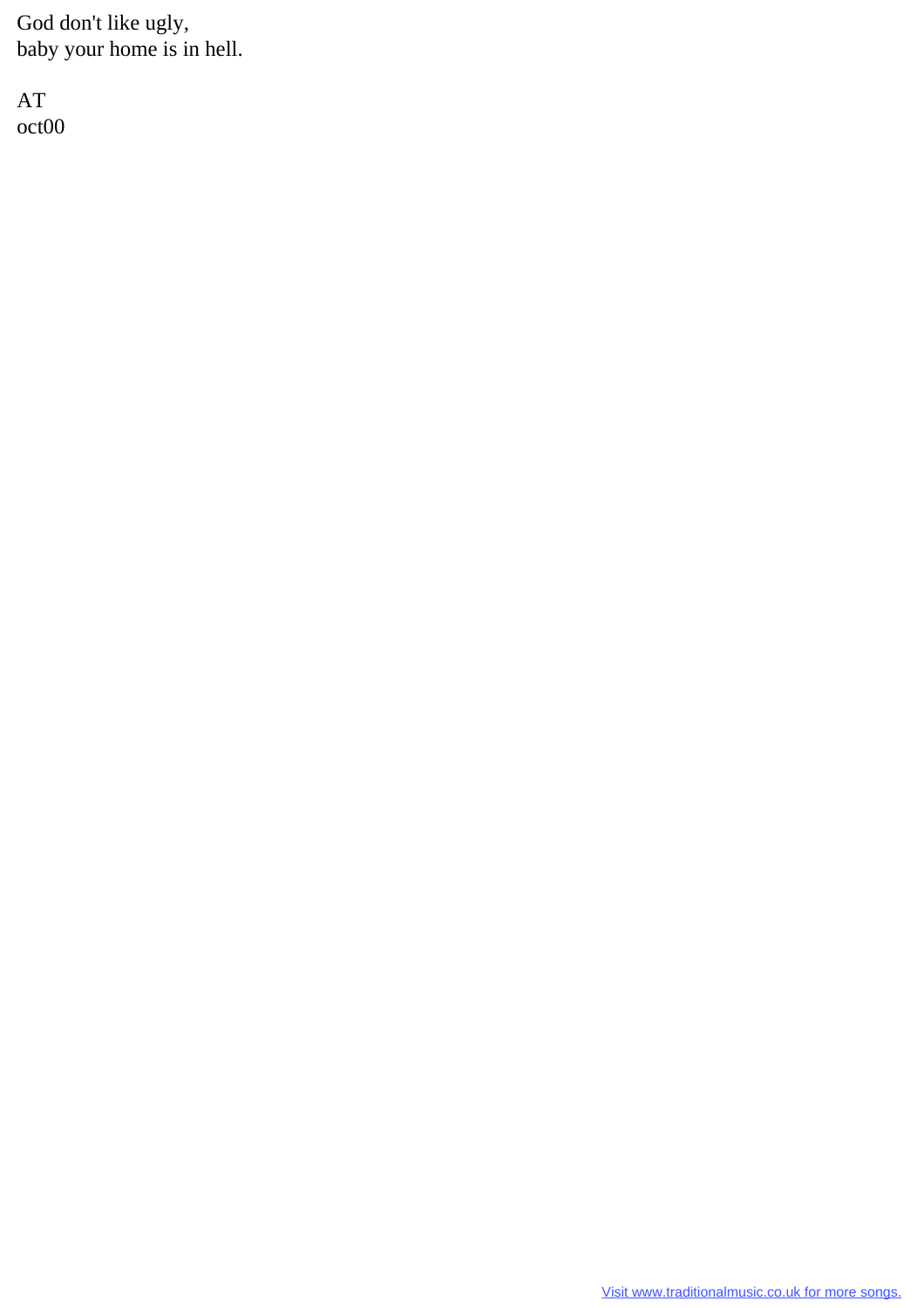God don't like ugly,
baby your home is in hell.

AT
oct00